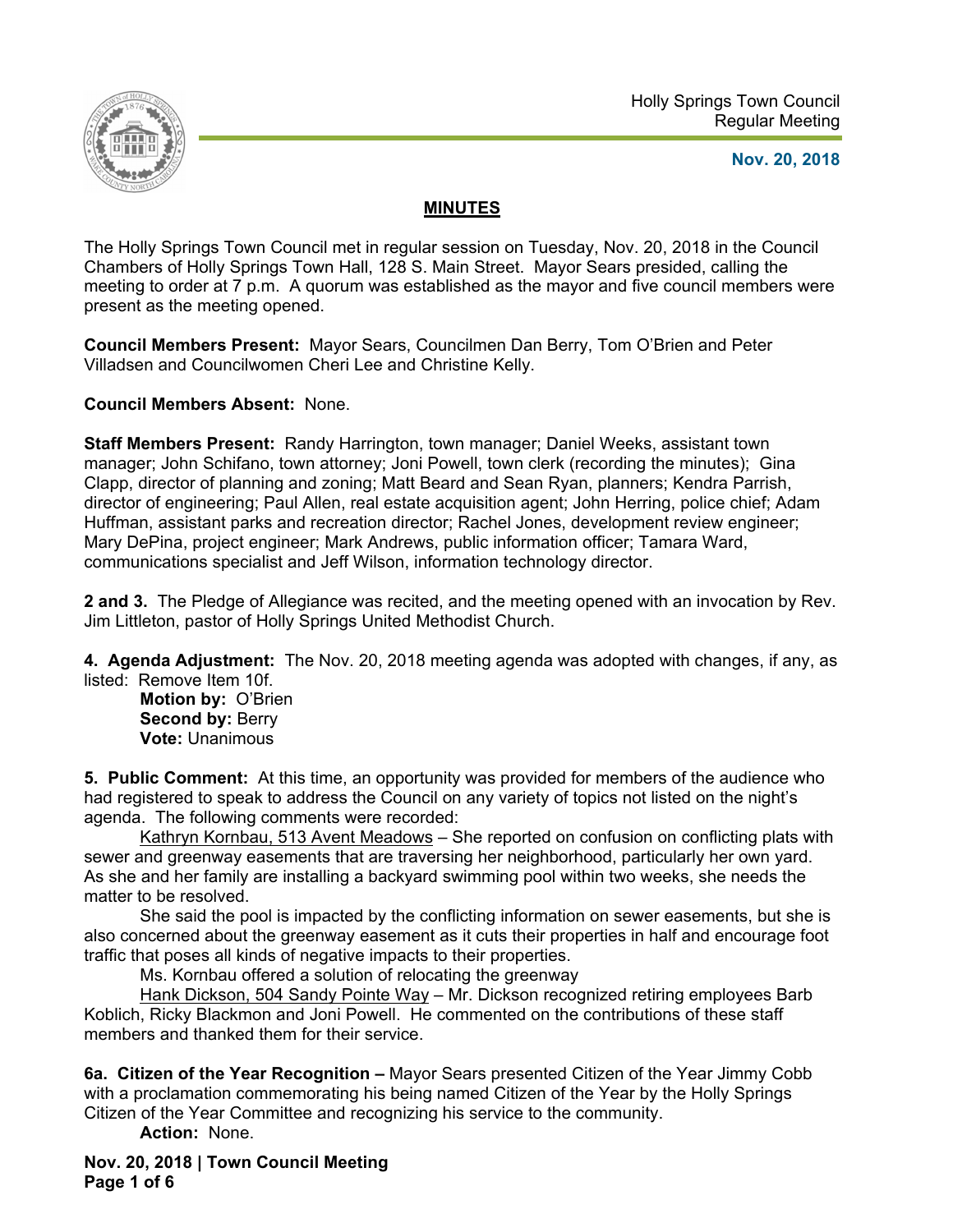Holly Springs Town Council
Regular Meeting

**Nov. 20, 2018**

## MINUTES

The Holly Springs Town Council met in regular session on Tuesday, Nov. 20, 2018 in the Council Chambers of Holly Springs Town Hall, 128 S. Main Street. Mayor Sears presided, calling the meeting to order at 7 p.m. A quorum was established as the mayor and five council members were present as the meeting opened.

**Council Members Present:** Mayor Sears, Councilmen Dan Berry, Tom O'Brien and Peter Villadsen and Councilwomen Cheri Lee and Christine Kelly.

**Council Members Absent:** None.

**Staff Members Present:** Randy Harrington, town manager; Daniel Weeks, assistant town manager; John Schifano, town attorney; Joni Powell, town clerk (recording the minutes); Gina Clapp, director of planning and zoning; Matt Beard and Sean Ryan, planners; Kendra Parrish, director of engineering; Paul Allen, real estate acquisition agent; John Herring, police chief; Adam Huffman, assistant parks and recreation director; Rachel Jones, development review engineer; Mary DePina, project engineer; Mark Andrews, public information officer; Tamara Ward, communications specialist and Jeff Wilson, information technology director.

**2 and 3.** The Pledge of Allegiance was recited, and the meeting opened with an invocation by Rev. Jim Littleton, pastor of Holly Springs United Methodist Church.

**4. Agenda Adjustment:** The Nov. 20, 2018 meeting agenda was adopted with changes, if any, as listed: Remove Item 10f.

**Motion by:** O'Brien
**Second by:** Berry
**Vote:** Unanimous

**5. Public Comment:** At this time, an opportunity was provided for members of the audience who had registered to speak to address the Council on any variety of topics not listed on the night's agenda. The following comments were recorded:

Kathryn Kornbau, 513 Avent Meadows – She reported on confusion on conflicting plats with sewer and greenway easements that are traversing her neighborhood, particularly her own yard. As she and her family are installing a backyard swimming pool within two weeks, she needs the matter to be resolved.

She said the pool is impacted by the conflicting information on sewer easements, but she is also concerned about the greenway easement as it cuts their properties in half and encourage foot traffic that poses all kinds of negative impacts to their properties.

Ms. Kornbau offered a solution of relocating the greenway

Hank Dickson, 504 Sandy Pointe Way – Mr. Dickson recognized retiring employees Barb Koblich, Ricky Blackmon and Joni Powell. He commented on the contributions of these staff members and thanked them for their service.

**6a. Citizen of the Year Recognition –** Mayor Sears presented Citizen of the Year Jimmy Cobb with a proclamation commemorating his being named Citizen of the Year by the Holly Springs Citizen of the Year Committee and recognizing his service to the community.

**Action:** None.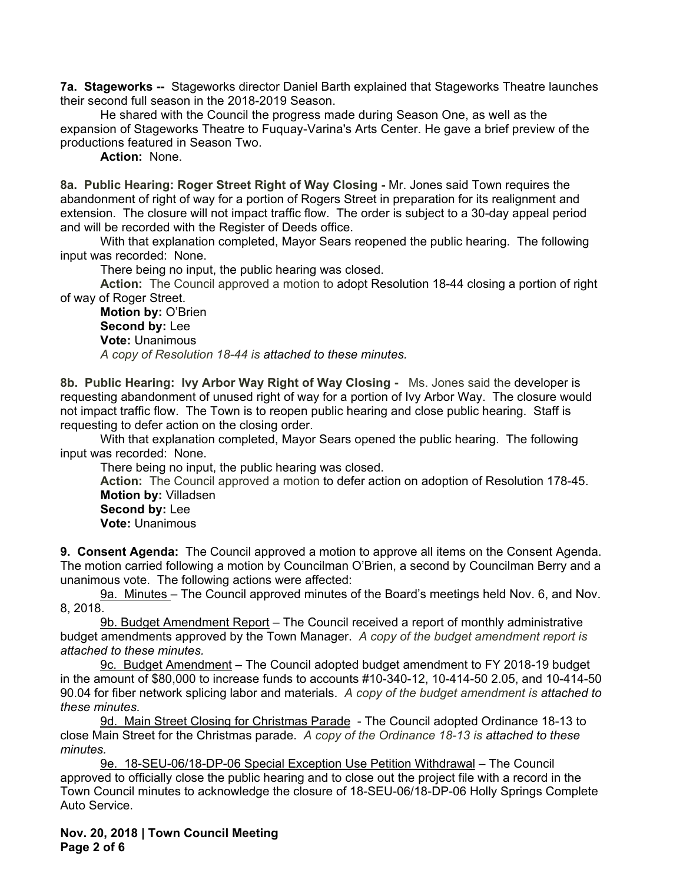**7a. Stageworks --** Stageworks director Daniel Barth explained that Stageworks Theatre launches their second full season in the 2018-2019 Season.

He shared with the Council the progress made during Season One, as well as the expansion of Stageworks Theatre to Fuquay-Varina's Arts Center. He gave a brief preview of the productions featured in Season Two.

**Action:** None.

**8a. Public Hearing: Roger Street Right of Way Closing -** Mr. Jones said Town requires the abandonment of right of way for a portion of Rogers Street in preparation for its realignment and extension. The closure will not impact traffic flow. The order is subject to a 30-day appeal period and will be recorded with the Register of Deeds office.

With that explanation completed, Mayor Sears reopened the public hearing. The following input was recorded: None.

There being no input, the public hearing was closed.

**Action:** The Council approved a motion to adopt Resolution 18-44 closing a portion of right of way of Roger Street.

**Motion by:** O'Brien
**Second by:** Lee
**Vote:** Unanimous
*A copy of Resolution 18-44 is attached to these minutes.*

**8b. Public Hearing: Ivy Arbor Way Right of Way Closing -** Ms. Jones said the developer is requesting abandonment of unused right of way for a portion of Ivy Arbor Way. The closure would not impact traffic flow. The Town is to reopen public hearing and close public hearing. Staff is requesting to defer action on the closing order.

With that explanation completed, Mayor Sears opened the public hearing. The following input was recorded: None.

There being no input, the public hearing was closed.

**Action:** The Council approved a motion to defer action on adoption of Resolution 178-45.
**Motion by:** Villadsen
**Second by:** Lee
**Vote:** Unanimous

**9. Consent Agenda:** The Council approved a motion to approve all items on the Consent Agenda. The motion carried following a motion by Councilman O'Brien, a second by Councilman Berry and a unanimous vote. The following actions were affected:

9a. Minutes – The Council approved minutes of the Board's meetings held Nov. 6, and Nov. 8, 2018.

9b. Budget Amendment Report – The Council received a report of monthly administrative budget amendments approved by the Town Manager. *A copy of the budget amendment report is attached to these minutes.*

9c. Budget Amendment – The Council adopted budget amendment to FY 2018-19 budget in the amount of $80,000 to increase funds to accounts #10-340-12, 10-414-50 2.05, and 10-414-50 90.04 for fiber network splicing labor and materials. *A copy of the budget amendment is attached to these minutes.*

9d. Main Street Closing for Christmas Parade - The Council adopted Ordinance 18-13 to close Main Street for the Christmas parade. *A copy of the Ordinance 18-13 is attached to these minutes.*

9e. 18-SEU-06/18-DP-06 Special Exception Use Petition Withdrawal – The Council approved to officially close the public hearing and to close out the project file with a record in the Town Council minutes to acknowledge the closure of 18-SEU-06/18-DP-06 Holly Springs Complete Auto Service.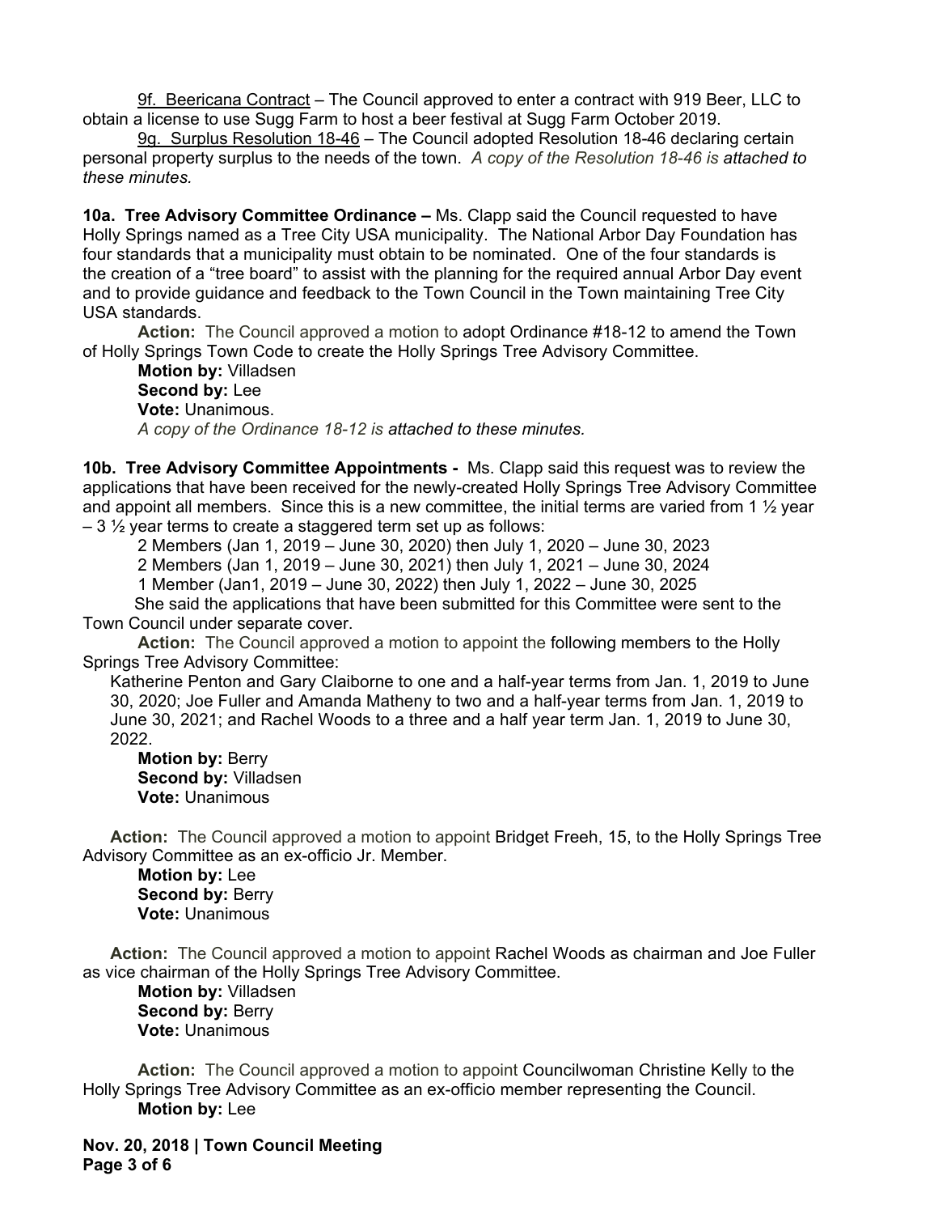9f. Beericana Contract – The Council approved to enter a contract with 919 Beer, LLC to obtain a license to use Sugg Farm to host a beer festival at Sugg Farm October 2019.

9g. Surplus Resolution 18-46 – The Council adopted Resolution 18-46 declaring certain personal property surplus to the needs of the town. *A copy of the Resolution 18-46 is attached to these minutes.*

**10a. Tree Advisory Committee Ordinance –** Ms. Clapp said the Council requested to have Holly Springs named as a Tree City USA municipality. The National Arbor Day Foundation has four standards that a municipality must obtain to be nominated. One of the four standards is the creation of a "tree board" to assist with the planning for the required annual Arbor Day event and to provide guidance and feedback to the Town Council in the Town maintaining Tree City USA standards.

**Action:** The Council approved a motion to adopt Ordinance #18-12 to amend the Town of Holly Springs Town Code to create the Holly Springs Tree Advisory Committee.

**Motion by:** Villadsen
**Second by:** Lee
**Vote:** Unanimous.
*A copy of the Ordinance 18-12 is attached to these minutes.*

**10b. Tree Advisory Committee Appointments -** Ms. Clapp said this request was to review the applications that have been received for the newly-created Holly Springs Tree Advisory Committee and appoint all members. Since this is a new committee, the initial terms are varied from 1 ½ year – 3 ½ year terms to create a staggered term set up as follows:

2 Members (Jan 1, 2019 – June 30, 2020) then July 1, 2020 – June 30, 2023
2 Members (Jan 1, 2019 – June 30, 2021) then July 1, 2021 – June 30, 2024
1 Member (Jan1, 2019 – June 30, 2022) then July 1, 2022 – June 30, 2025

She said the applications that have been submitted for this Committee were sent to the Town Council under separate cover.

**Action:** The Council approved a motion to appoint the following members to the Holly Springs Tree Advisory Committee:

Katherine Penton and Gary Claiborne to one and a half-year terms from Jan. 1, 2019 to June 30, 2020; Joe Fuller and Amanda Matheny to two and a half-year terms from Jan. 1, 2019 to June 30, 2021; and Rachel Woods to a three and a half year term Jan. 1, 2019 to June 30, 2022.

**Motion by:** Berry
**Second by:** Villadsen
**Vote:** Unanimous

**Action:** The Council approved a motion to appoint Bridget Freeh, 15, to the Holly Springs Tree Advisory Committee as an ex-officio Jr. Member.

**Motion by:** Lee
**Second by:** Berry
**Vote:** Unanimous

**Action:** The Council approved a motion to appoint Rachel Woods as chairman and Joe Fuller as vice chairman of the Holly Springs Tree Advisory Committee.

**Motion by:** Villadsen
**Second by:** Berry
**Vote:** Unanimous

**Action:** The Council approved a motion to appoint Councilwoman Christine Kelly to the Holly Springs Tree Advisory Committee as an ex-officio member representing the Council.

**Motion by:** Lee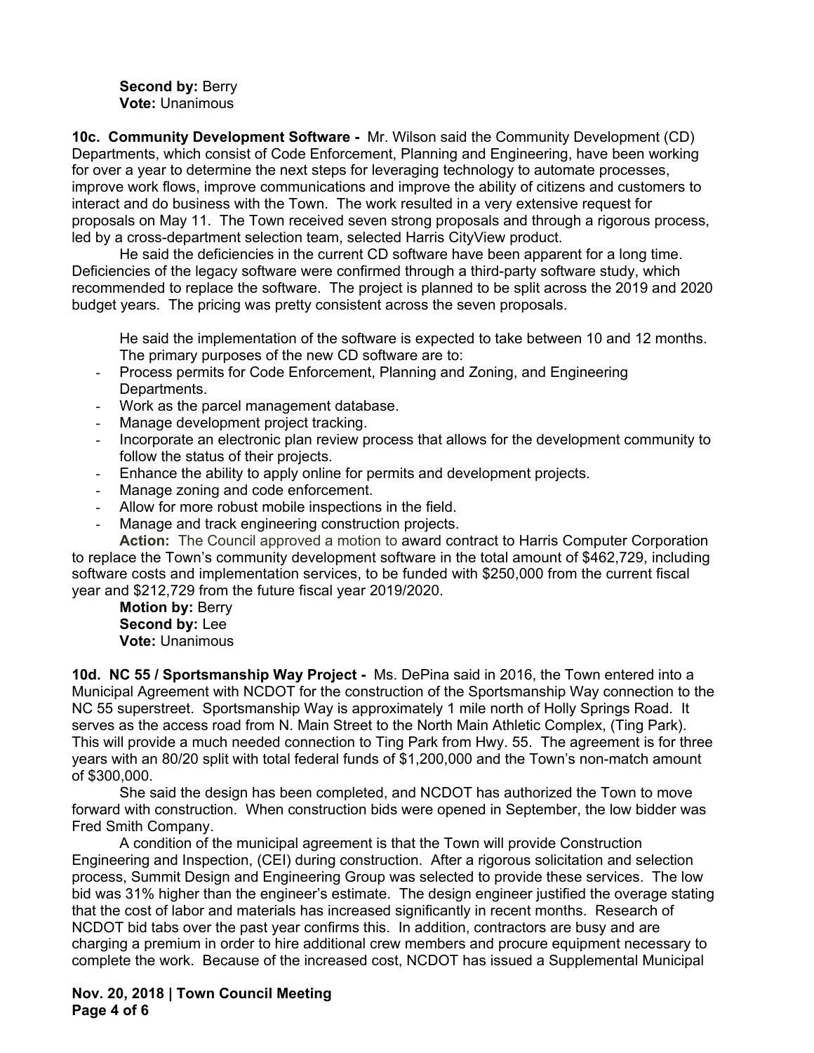**Second by:** Berry
**Vote:** Unanimous

**10c. Community Development Software -** Mr. Wilson said the Community Development (CD) Departments, which consist of Code Enforcement, Planning and Engineering, have been working for over a year to determine the next steps for leveraging technology to automate processes, improve work flows, improve communications and improve the ability of citizens and customers to interact and do business with the Town. The work resulted in a very extensive request for proposals on May 11. The Town received seven strong proposals and through a rigorous process, led by a cross-department selection team, selected Harris CityView product.

He said the deficiencies in the current CD software have been apparent for a long time. Deficiencies of the legacy software were confirmed through a third-party software study, which recommended to replace the software. The project is planned to be split across the 2019 and 2020 budget years. The pricing was pretty consistent across the seven proposals.

He said the implementation of the software is expected to take between 10 and 12 months. The primary purposes of the new CD software are to:

- Process permits for Code Enforcement, Planning and Zoning, and Engineering Departments.
- Work as the parcel management database.
- Manage development project tracking.
- Incorporate an electronic plan review process that allows for the development community to follow the status of their projects.
- Enhance the ability to apply online for permits and development projects.
- Manage zoning and code enforcement.
- Allow for more robust mobile inspections in the field.
- Manage and track engineering construction projects.

**Action:** The Council approved a motion to award contract to Harris Computer Corporation to replace the Town's community development software in the total amount of $462,729, including software costs and implementation services, to be funded with $250,000 from the current fiscal year and $212,729 from the future fiscal year 2019/2020.

**Motion by:** Berry
**Second by:** Lee
**Vote:** Unanimous

**10d. NC 55 / Sportsmanship Way Project -** Ms. DePina said in 2016, the Town entered into a Municipal Agreement with NCDOT for the construction of the Sportsmanship Way connection to the NC 55 superstreet. Sportsmanship Way is approximately 1 mile north of Holly Springs Road. It serves as the access road from N. Main Street to the North Main Athletic Complex, (Ting Park). This will provide a much needed connection to Ting Park from Hwy. 55. The agreement is for three years with an 80/20 split with total federal funds of $1,200,000 and the Town's non-match amount of $300,000.

She said the design has been completed, and NCDOT has authorized the Town to move forward with construction. When construction bids were opened in September, the low bidder was Fred Smith Company.

A condition of the municipal agreement is that the Town will provide Construction Engineering and Inspection, (CEI) during construction. After a rigorous solicitation and selection process, Summit Design and Engineering Group was selected to provide these services. The low bid was 31% higher than the engineer's estimate. The design engineer justified the overage stating that the cost of labor and materials has increased significantly in recent months. Research of NCDOT bid tabs over the past year confirms this. In addition, contractors are busy and are charging a premium in order to hire additional crew members and procure equipment necessary to complete the work. Because of the increased cost, NCDOT has issued a Supplemental Municipal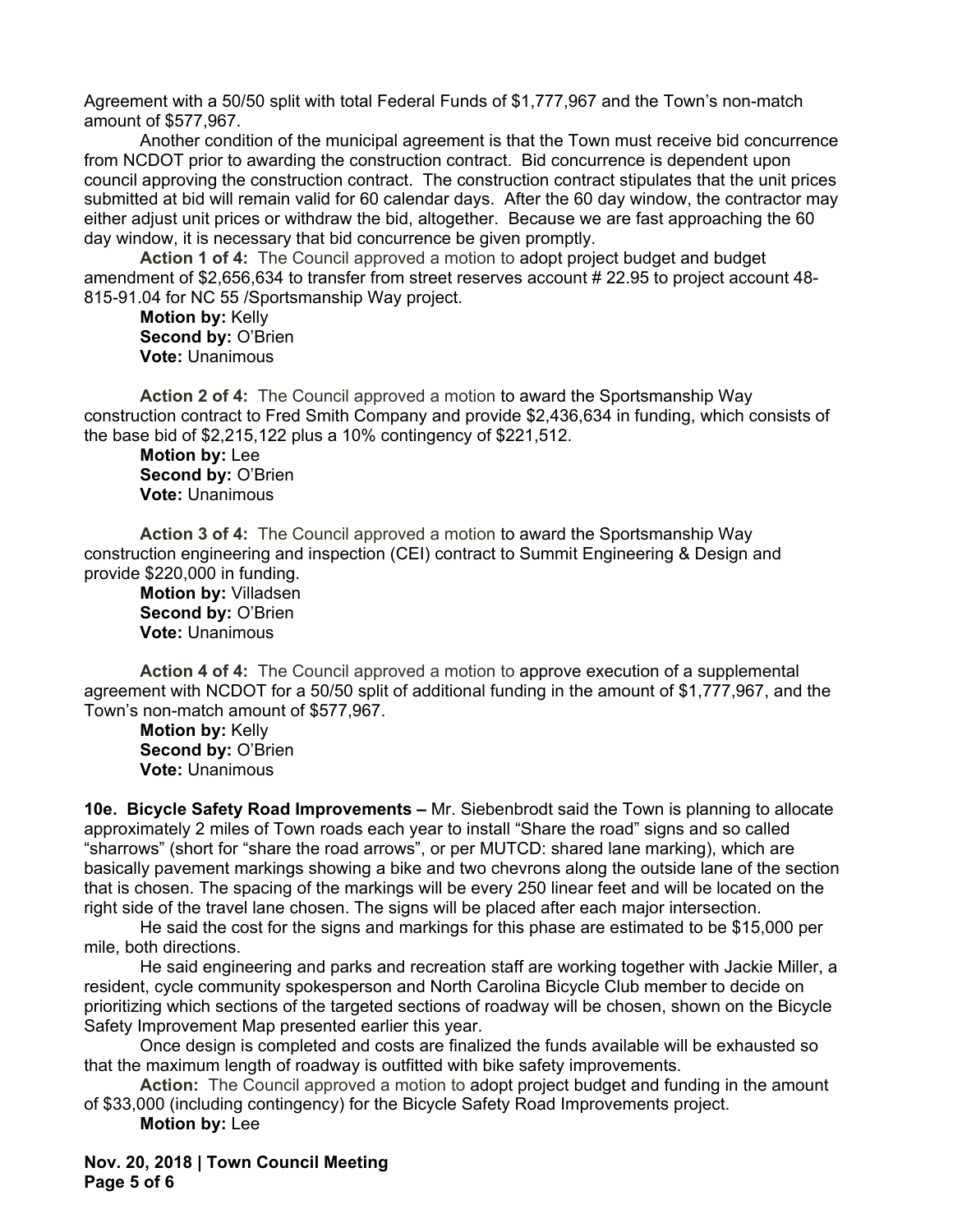Agreement with a 50/50 split with total Federal Funds of $1,777,967 and the Town's non-match amount of $577,967.

Another condition of the municipal agreement is that the Town must receive bid concurrence from NCDOT prior to awarding the construction contract. Bid concurrence is dependent upon council approving the construction contract. The construction contract stipulates that the unit prices submitted at bid will remain valid for 60 calendar days. After the 60 day window, the contractor may either adjust unit prices or withdraw the bid, altogether. Because we are fast approaching the 60 day window, it is necessary that bid concurrence be given promptly.

**Action 1 of 4:** The Council approved a motion to adopt project budget and budget amendment of $2,656,634 to transfer from street reserves account # 22.95 to project account 48-815-91.04 for NC 55 /Sportsmanship Way project.

**Motion by:** Kelly
**Second by:** O'Brien
**Vote:** Unanimous

**Action 2 of 4:** The Council approved a motion to award the Sportsmanship Way construction contract to Fred Smith Company and provide $2,436,634 in funding, which consists of the base bid of $2,215,122 plus a 10% contingency of $221,512.

**Motion by:** Lee
**Second by:** O'Brien
**Vote:** Unanimous

**Action 3 of 4:** The Council approved a motion to award the Sportsmanship Way construction engineering and inspection (CEI) contract to Summit Engineering & Design and provide $220,000 in funding.

**Motion by:** Villadsen
**Second by:** O'Brien
**Vote:** Unanimous

**Action 4 of 4:** The Council approved a motion to approve execution of a supplemental agreement with NCDOT for a 50/50 split of additional funding in the amount of $1,777,967, and the Town's non-match amount of $577,967.

**Motion by:** Kelly
**Second by:** O'Brien
**Vote:** Unanimous

**10e. Bicycle Safety Road Improvements –** Mr. Siebenbrodt said the Town is planning to allocate approximately 2 miles of Town roads each year to install "Share the road" signs and so called "sharrows" (short for "share the road arrows", or per MUTCD: shared lane marking), which are basically pavement markings showing a bike and two chevrons along the outside lane of the section that is chosen. The spacing of the markings will be every 250 linear feet and will be located on the right side of the travel lane chosen. The signs will be placed after each major intersection.

He said the cost for the signs and markings for this phase are estimated to be $15,000 per mile, both directions.

He said engineering and parks and recreation staff are working together with Jackie Miller, a resident, cycle community spokesperson and North Carolina Bicycle Club member to decide on prioritizing which sections of the targeted sections of roadway will be chosen, shown on the Bicycle Safety Improvement Map presented earlier this year.

Once design is completed and costs are finalized the funds available will be exhausted so that the maximum length of roadway is outfitted with bike safety improvements.

**Action:** The Council approved a motion to adopt project budget and funding in the amount of $33,000 (including contingency) for the Bicycle Safety Road Improvements project.

**Motion by:** Lee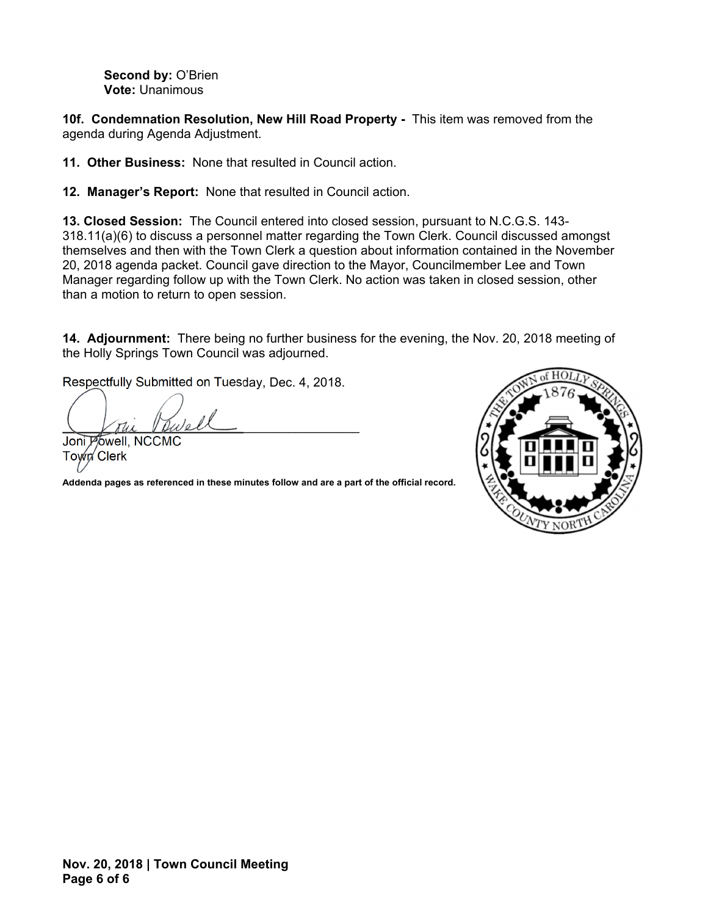**Second by:** O'Brien
**Vote:** Unanimous

**10f. Condemnation Resolution, New Hill Road Property -** This item was removed from the agenda during Agenda Adjustment.

**11. Other Business:** None that resulted in Council action.

**12. Manager's Report:** None that resulted in Council action.

**13. Closed Session:** The Council entered into closed session, pursuant to N.C.G.S. 143-318.11(a)(6) to discuss a personnel matter regarding the Town Clerk. Council discussed amongst themselves and then with the Town Clerk a question about information contained in the November 20, 2018 agenda packet. Council gave direction to the Mayor, Councilmember Lee and Town Manager regarding follow up with the Town Clerk. No action was taken in closed session, other than a motion to return to open session.

**14. Adjournment:** There being no further business for the evening, the Nov. 20, 2018 meeting of the Holly Springs Town Council was adjourned.

Respectfully Submitted on Tuesday, Dec. 4, 2018.

Joni Powell, NCCMC
Town Clerk

**Addenda pages as referenced in these minutes follow and are a part of the official record.**